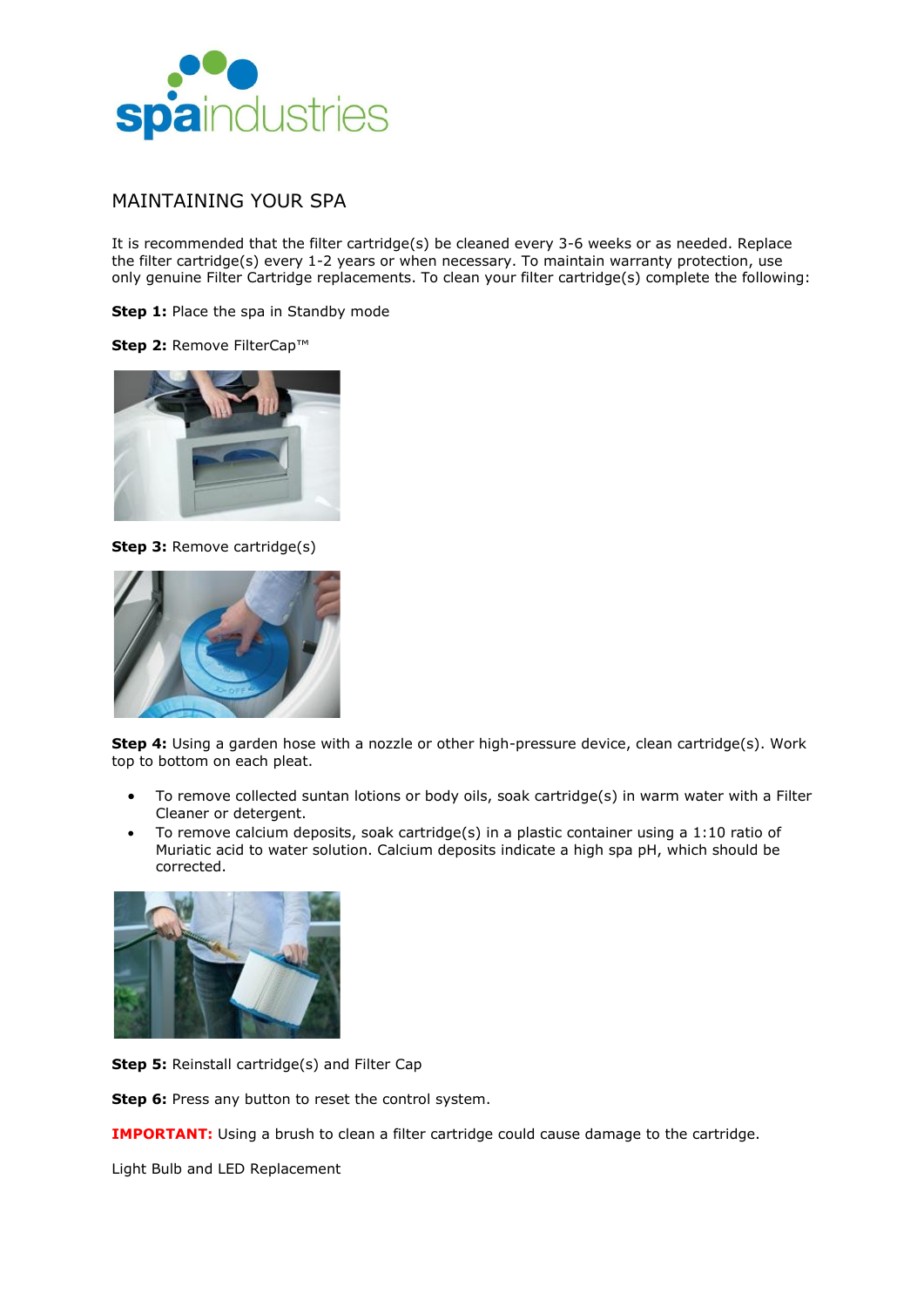# MAINTAINING YOUR SPA

It is recommended that the filter cartridge(s) be cleaned every 3-6 weeks or as needed. Replace the filter cartridge(s) every 1-2 years or when necessary. To maintain warranty protection, use only genuine Filter Cartridge replacements. To clean your filter cartridge(s) complete the following:

**Step 1:** Place the spa in Standby mode

**Step 2:** Remove FilterCap™

**Step 3:** Remove cartridge(s)

**Step 4:** Using a garden hose with a nozzle or other high-pressure device, clean cartridge(s). Work top to bottom on each pleat.

- To remove collected suntan lotions or body oils, soak cartridge(s) in warm water with a Filter Cleaner or detergent.
- To remove calcium deposits, soak cartridge(s) in a plastic container using a 1:10 ratio of Muriatic acid to water solution. Calcium deposits indicate a high spa pH, which should be corrected.

**Step 5:** Reinstall cartridge(s) and Filter Cap

**Step 6:** Press any button to reset the control system.

**IMPORTANT:** Using a brush to clean a filter cartridge could cause damage to the cartridge.

Light Bulb and LED Replacement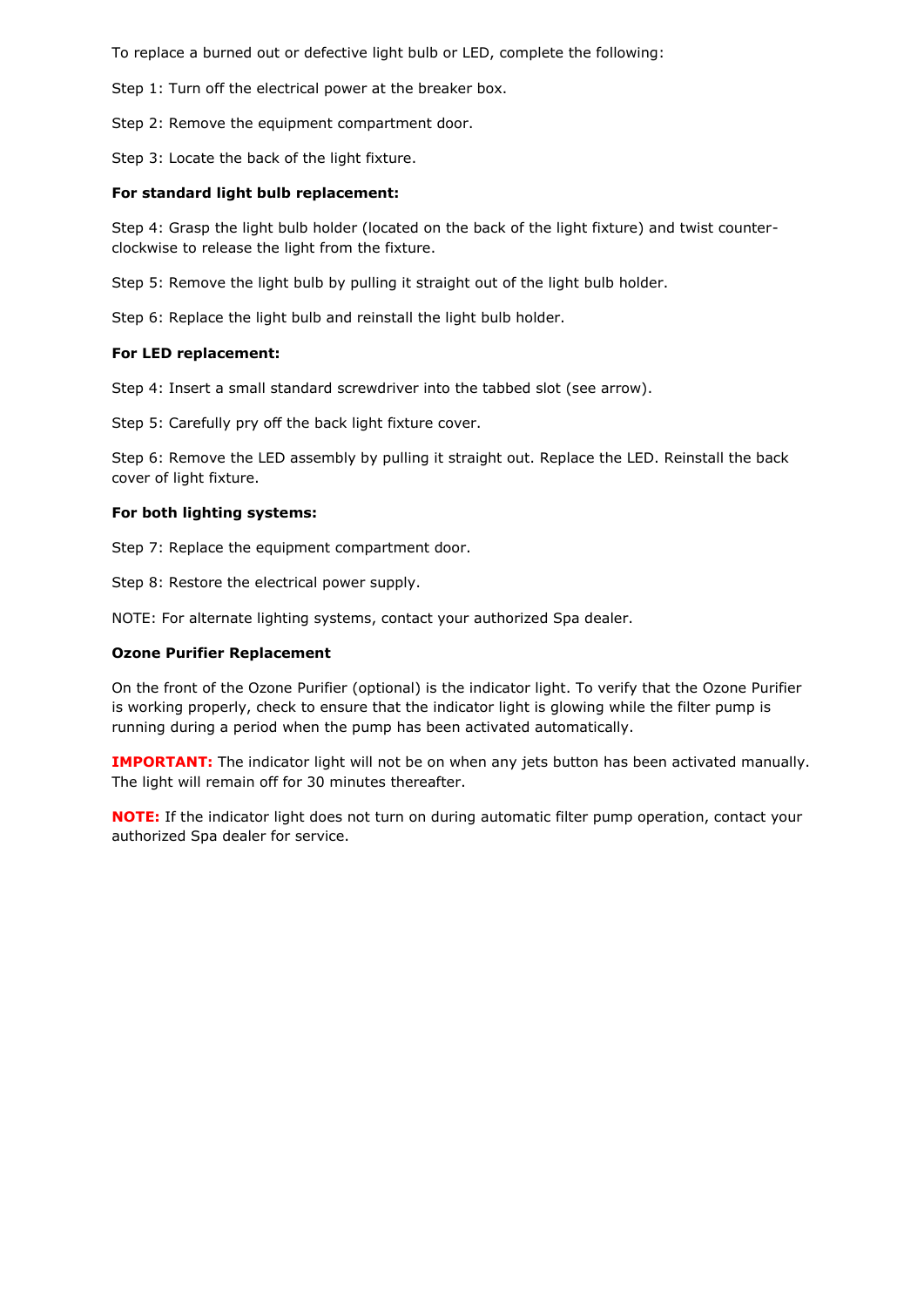To replace a burned out or defective light bulb or LED, complete the following:

Step 1: Turn off the electrical power at the breaker box.

Step 2: Remove the equipment compartment door.

Step 3: Locate the back of the light fixture.

**For standard light bulb replacement:**

Step 4: Grasp the light bulb holder (located on the back of the light fixture) and twist counter-clockwise to release the light from the fixture.

Step 5: Remove the light bulb by pulling it straight out of the light bulb holder.

Step 6: Replace the light bulb and reinstall the light bulb holder.

**For LED replacement:**

Step 4: Insert a small standard screwdriver into the tabbed slot (see arrow).

Step 5: Carefully pry off the back light fixture cover.

Step 6: Remove the LED assembly by pulling it straight out. Replace the LED. Reinstall the back cover of light fixture.

**For both lighting systems:**

Step 7: Replace the equipment compartment door.

Step 8: Restore the electrical power supply.

NOTE: For alternate lighting systems, contact your authorized Spa dealer.

**Ozone Purifier Replacement**

On the front of the Ozone Purifier (optional) is the indicator light. To verify that the Ozone Purifier is working properly, check to ensure that the indicator light is glowing while the filter pump is running during a period when the pump has been activated automatically.

**IMPORTANT:** The indicator light will not be on when any jets button has been activated manually. The light will remain off for 30 minutes thereafter.

**NOTE:** If the indicator light does not turn on during automatic filter pump operation, contact your authorized Spa dealer for service.